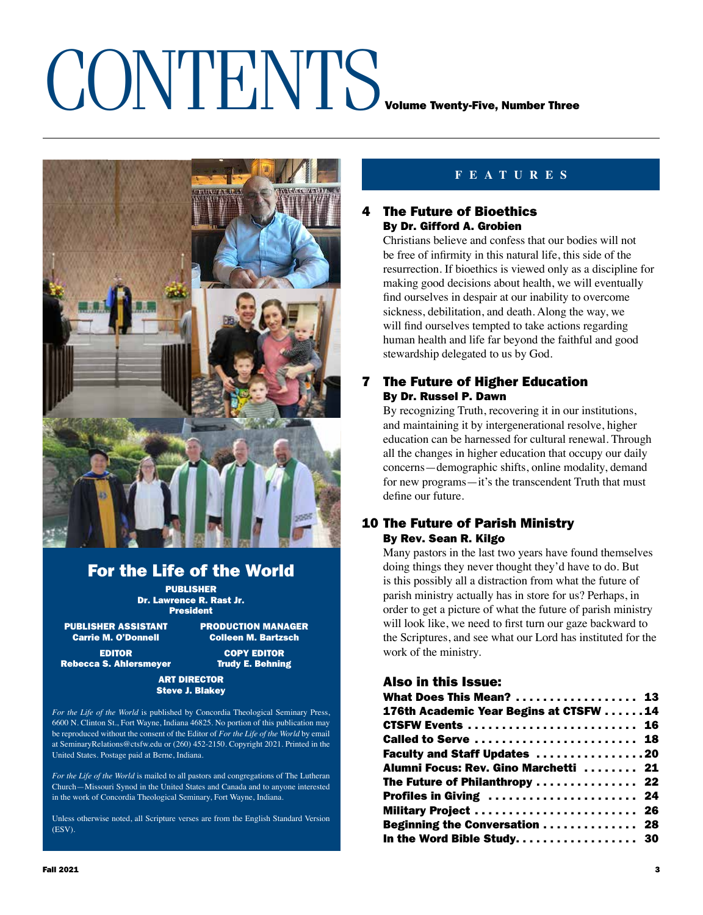# CONTENTS

**Volume Twenty-Five, Number Three**

## For the Life of the World

**PUBLISHER**
**Dr. Lawrence R. Rast Jr.**
**President**

**PUBLISHER ASSISTANT**
**Carrie M. O'Donnell**

**PRODUCTION MANAGER**
**Colleen M. Bartzsch**

**EDITOR**
**Rebecca S. Ahlersmeyer**

**COPY EDITOR**
**Trudy E. Behning**

**ART DIRECTOR**
**Steve J. Blakey**

*For the Life of the World* is published by Concordia Theological Seminary Press, 6600 N. Clinton St., Fort Wayne, Indiana 46825. No portion of this publication may be reproduced without the consent of the Editor of *For the Life of the World* by email at SeminaryRelations@ctsfw.edu or (260) 452-2150. Copyright 2021. Printed in the United States. Postage paid at Berne, Indiana.

*For the Life of the World* is mailed to all pastors and congregations of The Lutheran Church—Missouri Synod in the United States and Canada and to anyone interested in the work of Concordia Theological Seminary, Fort Wayne, Indiana.

Unless otherwise noted, all Scripture verses are from the English Standard Version (ESV).

## FEATURES

### 4 The Future of Bioethics
**By Dr. Gifford A. Grobien**

Christians believe and confess that our bodies will not be free of infirmity in this natural life, this side of the resurrection. If bioethics is viewed only as a discipline for making good decisions about health, we will eventually find ourselves in despair at our inability to overcome sickness, debilitation, and death. Along the way, we will find ourselves tempted to take actions regarding human health and life far beyond the faithful and good stewardship delegated to us by God.

### 7 The Future of Higher Education
**By Dr. Russel P. Dawn**

By recognizing Truth, recovering it in our institutions, and maintaining it by intergenerational resolve, higher education can be harnessed for cultural renewal. Through all the changes in higher education that occupy our daily concerns—demographic shifts, online modality, demand for new programs—it's the transcendent Truth that must define our future.

### 10 The Future of Parish Ministry
**By Rev. Sean R. Kilgo**

Many pastors in the last two years have found themselves doing things they never thought they'd have to do. But is this possibly all a distraction from what the future of parish ministry actually has in store for us? Perhaps, in order to get a picture of what the future of parish ministry will look like, we need to first turn our gaze backward to the Scriptures, and see what our Lord has instituted for the work of the ministry.

### Also in this Issue:

| | |
|---|---|
| What Does This Mean? | 13 |
| 176th Academic Year Begins at CTSFW | 14 |
| CTSFW Events | 16 |
| Called to Serve | 18 |
| Faculty and Staff Updates | 20 |
| Alumni Focus: Rev. Gino Marchetti | 21 |
| The Future of Philanthropy | 22 |
| Profiles in Giving | 24 |
| Military Project | 26 |
| Beginning the Conversation | 28 |
| In the Word Bible Study | 30 |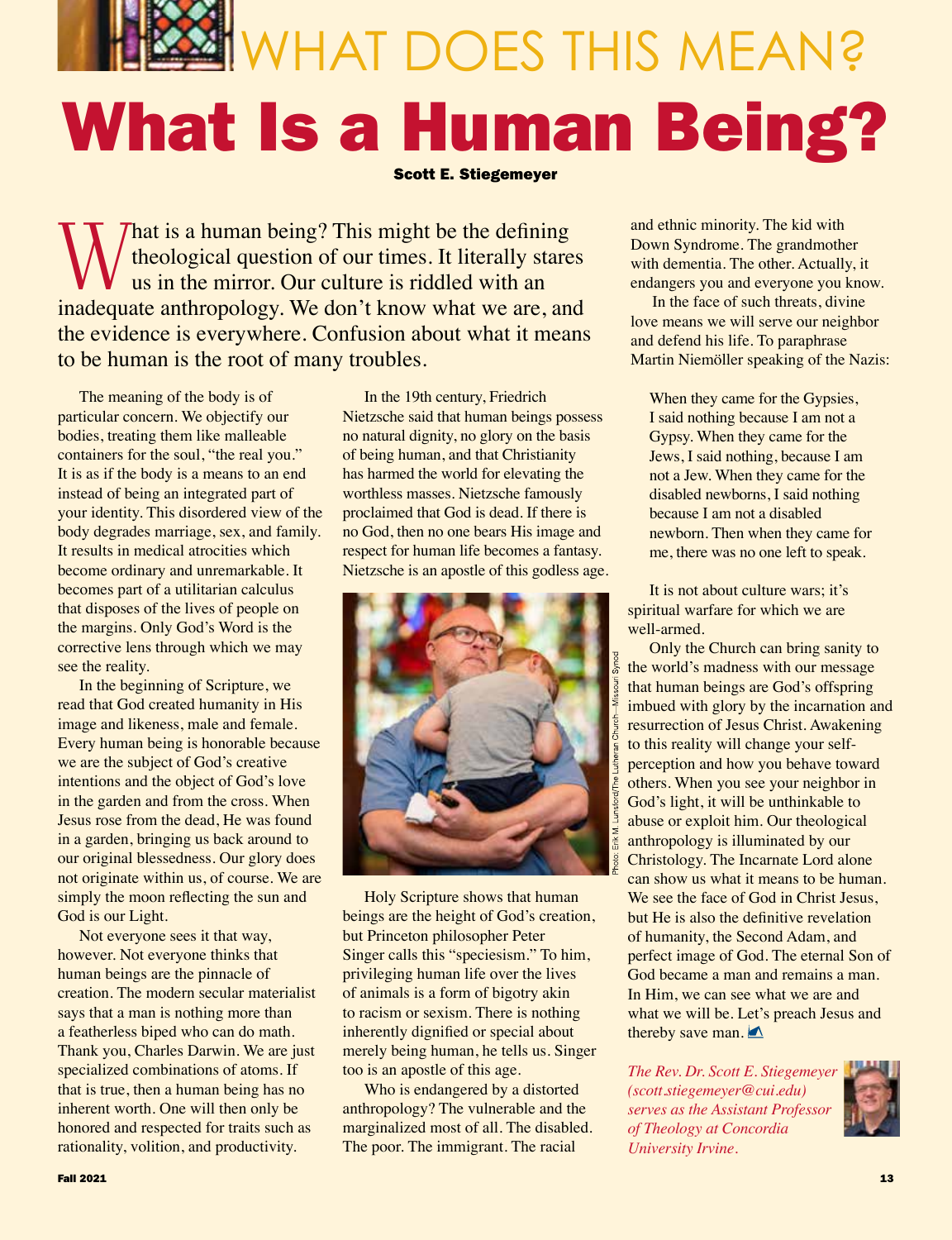WHAT DOES THIS MEAN?

# What Is a Human Being?

**Scott E. Stiegemeyer**

What is a human being? This might be the defining theological question of our times. It literally stares us in the mirror. Our culture is riddled with an inadequate anthropology. We don't know what we are, and the evidence is everywhere. Confusion about what it means to be human is the root of many troubles.

The meaning of the body is of particular concern. We objectify our bodies, treating them like malleable containers for the soul, "the real you." It is as if the body is a means to an end instead of being an integrated part of your identity. This disordered view of the body degrades marriage, sex, and family. It results in medical atrocities which become ordinary and unremarkable. It becomes part of a utilitarian calculus that disposes of the lives of people on the margins. Only God's Word is the corrective lens through which we may see the reality.

In the beginning of Scripture, we read that God created humanity in His image and likeness, male and female. Every human being is honorable because we are the subject of God's creative intentions and the object of God's love in the garden and from the cross. When Jesus rose from the dead, He was found in a garden, bringing us back around to our original blessedness. Our glory does not originate within us, of course. We are simply the moon reflecting the sun and God is our Light.

Not everyone sees it that way, however. Not everyone thinks that human beings are the pinnacle of creation. The modern secular materialist says that a man is nothing more than a featherless biped who can do math. Thank you, Charles Darwin. We are just specialized combinations of atoms. If that is true, then a human being has no inherent worth. One will then only be honored and respected for traits such as rationality, volition, and productivity.

In the 19th century, Friedrich Nietzsche said that human beings possess no natural dignity, no glory on the basis of being human, and that Christianity has harmed the world for elevating the worthless masses. Nietzsche famously proclaimed that God is dead. If there is no God, then no one bears His image and respect for human life becomes a fantasy. Nietzsche is an apostle of this godless age.

Photo: Erik M. Lunsford/The Lutheran Church—Missouri Synod

Holy Scripture shows that human beings are the height of God's creation, but Princeton philosopher Peter Singer calls this "speciesism." To him, privileging human life over the lives of animals is a form of bigotry akin to racism or sexism. There is nothing inherently dignified or special about merely being human, he tells us. Singer too is an apostle of this age.

Who is endangered by a distorted anthropology? The vulnerable and the marginalized most of all. The disabled. The poor. The immigrant. The racial and ethnic minority. The kid with Down Syndrome. The grandmother with dementia. The other. Actually, it endangers you and everyone you know.

In the face of such threats, divine love means we will serve our neighbor and defend his life. To paraphrase Martin Niemöller speaking of the Nazis:

> When they came for the Gypsies, I said nothing because I am not a Gypsy. When they came for the Jews, I said nothing, because I am not a Jew. When they came for the disabled newborns, I said nothing because I am not a disabled newborn. Then when they came for me, there was no one left to speak.

It is not about culture wars; it's spiritual warfare for which we are well-armed.

Only the Church can bring sanity to the world's madness with our message that human beings are God's offspring imbued with glory by the incarnation and resurrection of Jesus Christ. Awakening to this reality will change your self-perception and how you behave toward others. When you see your neighbor in God's light, it will be unthinkable to abuse or exploit him. Our theological anthropology is illuminated by our Christology. The Incarnate Lord alone can show us what it means to be human. We see the face of God in Christ Jesus, but He is also the definitive revelation of humanity, the Second Adam, and perfect image of God. The eternal Son of God became a man and remains a man. In Him, we can see what we are and what we will be. Let's preach Jesus and thereby save man.

*The Rev. Dr. Scott E. Stiegemeyer (scott.stiegemeyer@cui.edu) serves as the Assistant Professor of Theology at Concordia University Irvine.*